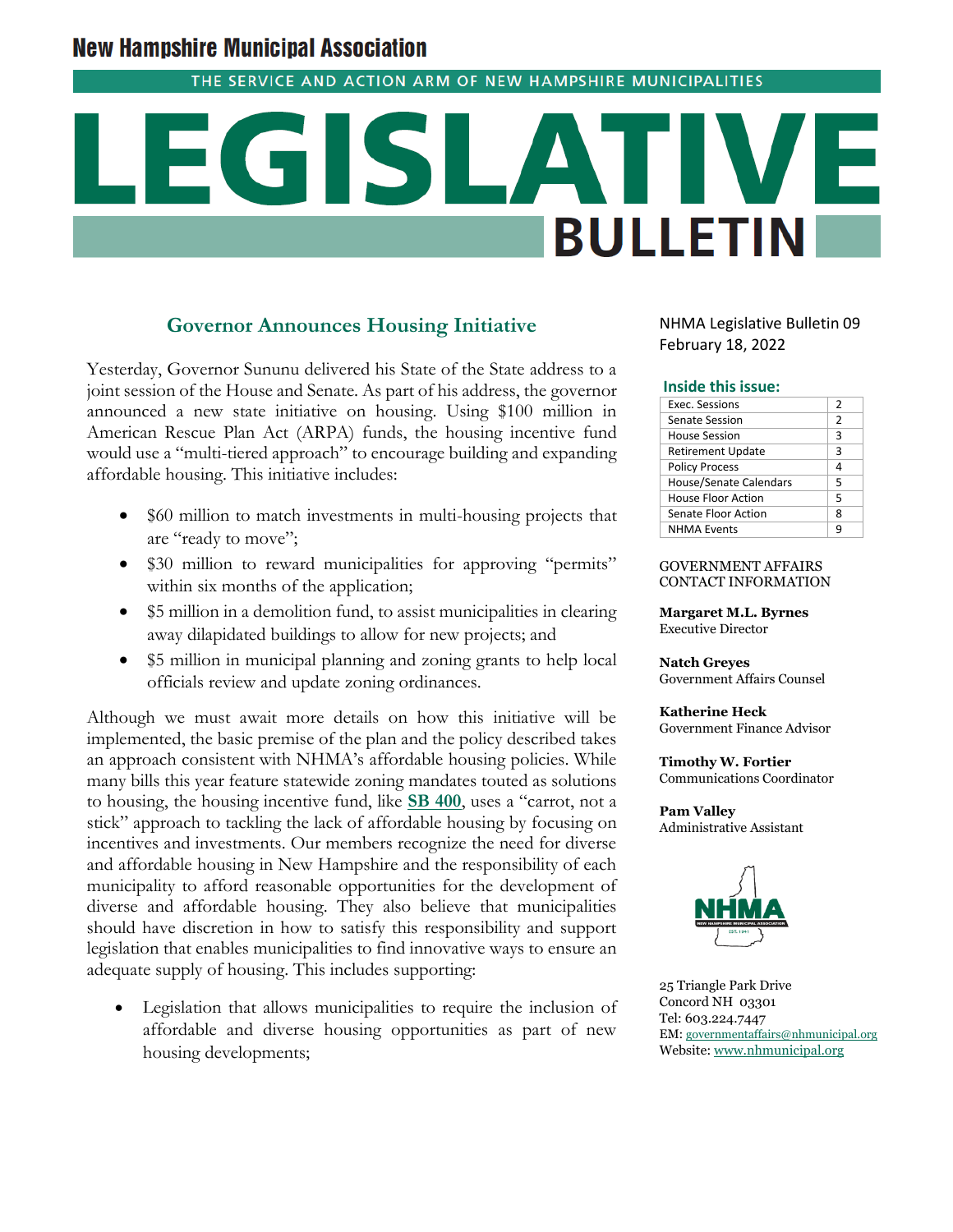# New Hampshire Municipal Association

THE SERVICE AND ACTION ARM OF NEW HAMPSHIRE MUNICIPALITIES

# LEGISLATIVE BULLETIN

NHMA Legislative Bulletin 09
February 18, 2022

**Inside this issue:**

| | |
|---|---|
| Exec. Sessions | 2 |
| Senate Session | 2 |
| House Session | 3 |
| Retirement Update | 3 |
| Policy Process | 4 |
| House/Senate Calendars | 5 |
| House Floor Action | 5 |
| Senate Floor Action | 8 |
| NHMA Events | 9 |

GOVERNMENT AFFAIRS CONTACT INFORMATION

**Margaret M.L. Byrnes**
Executive Director

**Natch Greyes**
Government Affairs Counsel

**Katherine Heck**
Government Finance Advisor

**Timothy W. Fortier**
Communications Coordinator

**Pam Valley**
Administrative Assistant

25 Triangle Park Drive
Concord NH 03301
Tel: 603.224.7447
EM: governmentaffairs@nhmunicipal.org
Website: www.nhmunicipal.org

## Governor Announces Housing Initiative

Yesterday, Governor Sununu delivered his State of the State address to a joint session of the House and Senate. As part of his address, the governor announced a new state initiative on housing. Using $100 million in American Rescue Plan Act (ARPA) funds, the housing incentive fund would use a "multi-tiered approach" to encourage building and expanding affordable housing. This initiative includes:

- $60 million to match investments in multi-housing projects that are "ready to move";
- $30 million to reward municipalities for approving "permits" within six months of the application;
- $5 million in a demolition fund, to assist municipalities in clearing away dilapidated buildings to allow for new projects; and
- $5 million in municipal planning and zoning grants to help local officials review and update zoning ordinances.

Although we must await more details on how this initiative will be implemented, the basic premise of the plan and the policy described takes an approach consistent with NHMA's affordable housing policies. While many bills this year feature statewide zoning mandates touted as solutions to housing, the housing incentive fund, like **SB 400**, uses a "carrot, not a stick" approach to tackling the lack of affordable housing by focusing on incentives and investments. Our members recognize the need for diverse and affordable housing in New Hampshire and the responsibility of each municipality to afford reasonable opportunities for the development of diverse and affordable housing. They also believe that municipalities should have discretion in how to satisfy this responsibility and support legislation that enables municipalities to find innovative ways to ensure an adequate supply of housing. This includes supporting:

- Legislation that allows municipalities to require the inclusion of affordable and diverse housing opportunities as part of new housing developments;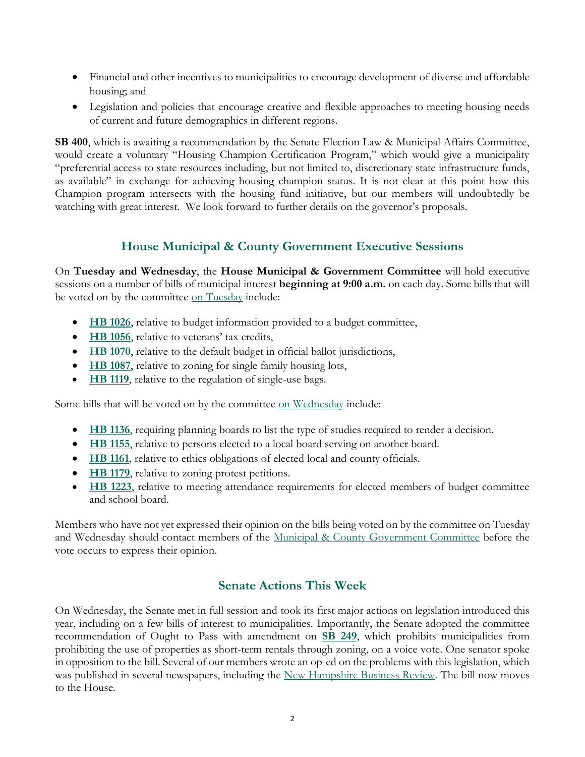- Financial and other incentives to municipalities to encourage development of diverse and affordable housing; and
- Legislation and policies that encourage creative and flexible approaches to meeting housing needs of current and future demographics in different regions.

**SB 400**, which is awaiting a recommendation by the Senate Election Law & Municipal Affairs Committee, would create a voluntary "Housing Champion Certification Program," which would give a municipality "preferential access to state resources including, but not limited to, discretionary state infrastructure funds, as available" in exchange for achieving housing champion status. It is not clear at this point how this Champion program intersects with the housing fund initiative, but our members will undoubtedly be watching with great interest. We look forward to further details on the governor's proposals.

## House Municipal & County Government Executive Sessions

On **Tuesday and Wednesday**, the **House Municipal & Government Committee** will hold executive sessions on a number of bills of municipal interest **beginning at 9:00 a.m.** on each day. Some bills that will be voted on by the committee on Tuesday include:

- **HB 1026**, relative to budget information provided to a budget committee,
- **HB 1056**, relative to veterans' tax credits,
- **HB 1070**, relative to the default budget in official ballot jurisdictions,
- **HB 1087**, relative to zoning for single family housing lots,
- **HB 1119**, relative to the regulation of single-use bags.

Some bills that will be voted on by the committee on Wednesday include:

- **HB 1136**, requiring planning boards to list the type of studies required to render a decision.
- **HB 1155**, relative to persons elected to a local board serving on another board.
- **HB 1161**, relative to ethics obligations of elected local and county officials.
- **HB 1179**, relative to zoning protest petitions.
- **HB 1223**, relative to meeting attendance requirements for elected members of budget committee and school board.

Members who have not yet expressed their opinion on the bills being voted on by the committee on Tuesday and Wednesday should contact members of the Municipal & County Government Committee before the vote occurs to express their opinion.

## Senate Actions This Week

On Wednesday, the Senate met in full session and took its first major actions on legislation introduced this year, including on a few bills of interest to municipalities. Importantly, the Senate adopted the committee recommendation of Ought to Pass with amendment on **SB 249**, which prohibits municipalities from prohibiting the use of properties as short-term rentals through zoning, on a voice vote. One senator spoke in opposition to the bill. Several of our members wrote an op-ed on the problems with this legislation, which was published in several newspapers, including the New Hampshire Business Review. The bill now moves to the House.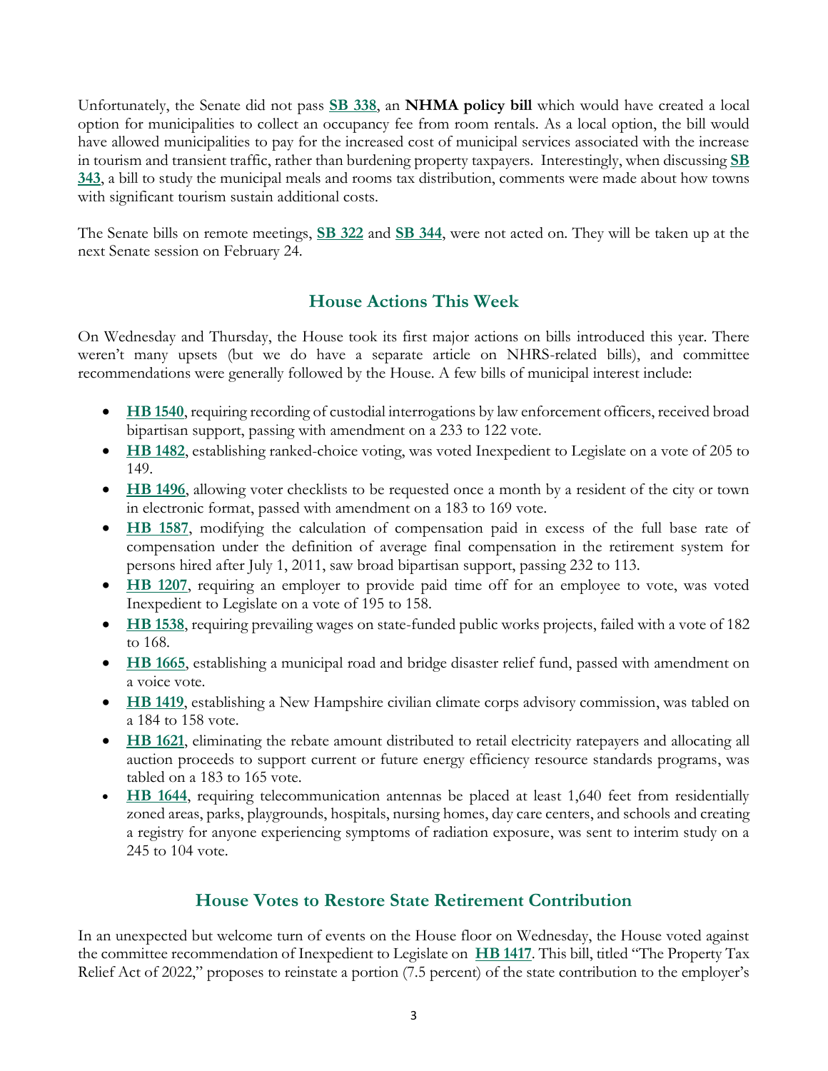Unfortunately, the Senate did not pass **SB 338**, an **NHMA policy bill** which would have created a local option for municipalities to collect an occupancy fee from room rentals. As a local option, the bill would have allowed municipalities to pay for the increased cost of municipal services associated with the increase in tourism and transient traffic, rather than burdening property taxpayers. Interestingly, when discussing **SB 343**, a bill to study the municipal meals and rooms tax distribution, comments were made about how towns with significant tourism sustain additional costs.

The Senate bills on remote meetings, **SB 322** and **SB 344**, were not acted on. They will be taken up at the next Senate session on February 24.

## House Actions This Week

On Wednesday and Thursday, the House took its first major actions on bills introduced this year. There weren't many upsets (but we do have a separate article on NHRS-related bills), and committee recommendations were generally followed by the House. A few bills of municipal interest include:

- **HB 1540**, requiring recording of custodial interrogations by law enforcement officers, received broad bipartisan support, passing with amendment on a 233 to 122 vote.
- **HB 1482**, establishing ranked-choice voting, was voted Inexpedient to Legislate on a vote of 205 to 149.
- **HB 1496**, allowing voter checklists to be requested once a month by a resident of the city or town in electronic format, passed with amendment on a 183 to 169 vote.
- **HB 1587**, modifying the calculation of compensation paid in excess of the full base rate of compensation under the definition of average final compensation in the retirement system for persons hired after July 1, 2011, saw broad bipartisan support, passing 232 to 113.
- **HB 1207**, requiring an employer to provide paid time off for an employee to vote, was voted Inexpedient to Legislate on a vote of 195 to 158.
- **HB 1538**, requiring prevailing wages on state-funded public works projects, failed with a vote of 182 to 168.
- **HB 1665**, establishing a municipal road and bridge disaster relief fund, passed with amendment on a voice vote.
- **HB 1419**, establishing a New Hampshire civilian climate corps advisory commission, was tabled on a 184 to 158 vote.
- **HB 1621**, eliminating the rebate amount distributed to retail electricity ratepayers and allocating all auction proceeds to support current or future energy efficiency resource standards programs, was tabled on a 183 to 165 vote.
- **HB 1644**, requiring telecommunication antennas be placed at least 1,640 feet from residentially zoned areas, parks, playgrounds, hospitals, nursing homes, day care centers, and schools and creating a registry for anyone experiencing symptoms of radiation exposure, was sent to interim study on a 245 to 104 vote.

## House Votes to Restore State Retirement Contribution

In an unexpected but welcome turn of events on the House floor on Wednesday, the House voted against the committee recommendation of Inexpedient to Legislate on **HB 1417**. This bill, titled "The Property Tax Relief Act of 2022," proposes to reinstate a portion (7.5 percent) of the state contribution to the employer's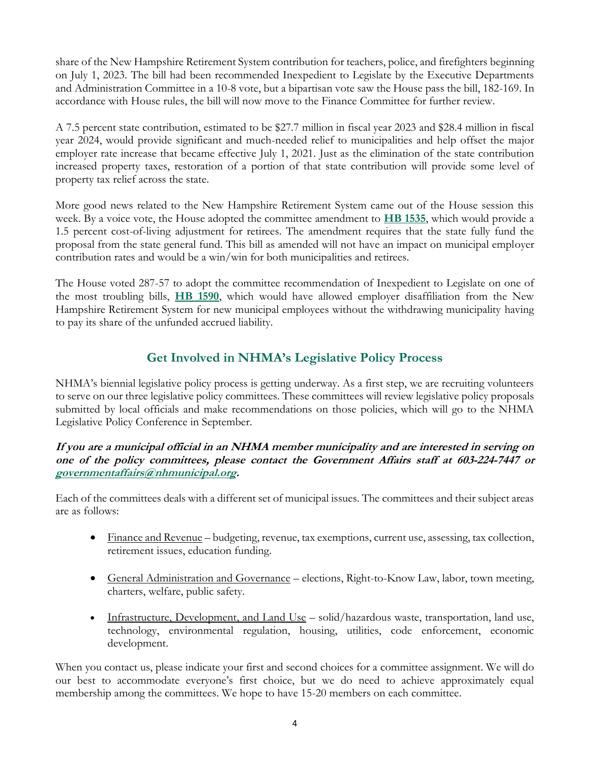share of the New Hampshire Retirement System contribution for teachers, police, and firefighters beginning on July 1, 2023. The bill had been recommended Inexpedient to Legislate by the Executive Departments and Administration Committee in a 10-8 vote, but a bipartisan vote saw the House pass the bill, 182-169. In accordance with House rules, the bill will now move to the Finance Committee for further review.

A 7.5 percent state contribution, estimated to be $27.7 million in fiscal year 2023 and $28.4 million in fiscal year 2024, would provide significant and much-needed relief to municipalities and help offset the major employer rate increase that became effective July 1, 2021. Just as the elimination of the state contribution increased property taxes, restoration of a portion of that state contribution will provide some level of property tax relief across the state.

More good news related to the New Hampshire Retirement System came out of the House session this week. By a voice vote, the House adopted the committee amendment to **HB 1535**, which would provide a 1.5 percent cost-of-living adjustment for retirees. The amendment requires that the state fully fund the proposal from the state general fund. This bill as amended will not have an impact on municipal employer contribution rates and would be a win/win for both municipalities and retirees.

The House voted 287-57 to adopt the committee recommendation of Inexpedient to Legislate on one of the most troubling bills, **HB 1590**, which would have allowed employer disaffiliation from the New Hampshire Retirement System for new municipal employees without the withdrawing municipality having to pay its share of the unfunded accrued liability.

## Get Involved in NHMA's Legislative Policy Process

NHMA's biennial legislative policy process is getting underway. As a first step, we are recruiting volunteers to serve on our three legislative policy committees. These committees will review legislative policy proposals submitted by local officials and make recommendations on those policies, which will go to the NHMA Legislative Policy Conference in September.

***If you are a municipal official in an NHMA member municipality and are interested in serving on one of the policy committees, please contact the Government Affairs staff at 603-224-7447 or governmentaffairs@nhmunicipal.org.***

Each of the committees deals with a different set of municipal issues. The committees and their subject areas are as follows:

- Finance and Revenue – budgeting, revenue, tax exemptions, current use, assessing, tax collection, retirement issues, education funding.
- General Administration and Governance – elections, Right-to-Know Law, labor, town meeting, charters, welfare, public safety.
- Infrastructure, Development, and Land Use – solid/hazardous waste, transportation, land use, technology, environmental regulation, housing, utilities, code enforcement, economic development.

When you contact us, please indicate your first and second choices for a committee assignment. We will do our best to accommodate everyone's first choice, but we do need to achieve approximately equal membership among the committees. We hope to have 15-20 members on each committee.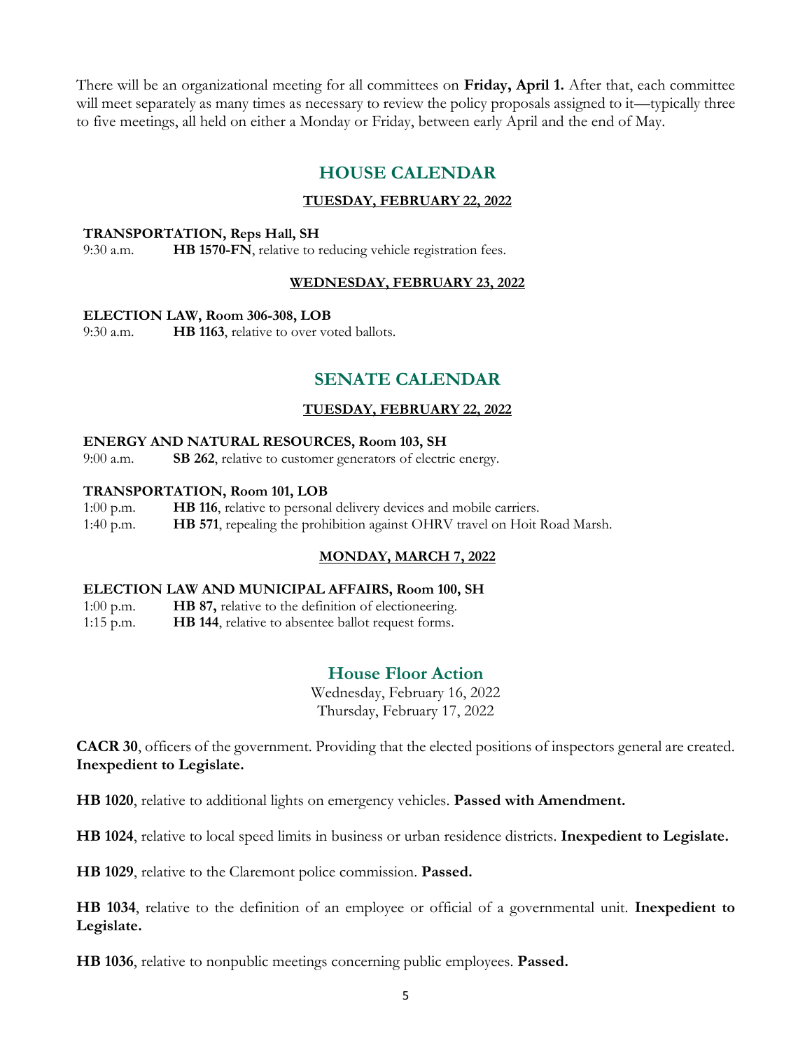There will be an organizational meeting for all committees on **Friday, April 1.** After that, each committee will meet separately as many times as necessary to review the policy proposals assigned to it—typically three to five meetings, all held on either a Monday or Friday, between early April and the end of May.

## HOUSE CALENDAR

### TUESDAY, FEBRUARY 22, 2022

**TRANSPORTATION, Reps Hall, SH**

9:30 a.m. **HB 1570-FN**, relative to reducing vehicle registration fees.

### WEDNESDAY, FEBRUARY 23, 2022

**ELECTION LAW, Room 306-308, LOB**

9:30 a.m. **HB 1163**, relative to over voted ballots.

## SENATE CALENDAR

### TUESDAY, FEBRUARY 22, 2022

**ENERGY AND NATURAL RESOURCES, Room 103, SH**

9:00 a.m. **SB 262**, relative to customer generators of electric energy.

**TRANSPORTATION, Room 101, LOB**

1:00 p.m. **HB 116**, relative to personal delivery devices and mobile carriers.

1:40 p.m. **HB 571**, repealing the prohibition against OHRV travel on Hoit Road Marsh.

### MONDAY, MARCH 7, 2022

**ELECTION LAW AND MUNICIPAL AFFAIRS, Room 100, SH**

1:00 p.m. **HB 87,** relative to the definition of electioneering.

1:15 p.m. **HB 144**, relative to absentee ballot request forms.

## House Floor Action

Wednesday, February 16, 2022

Thursday, February 17, 2022

**CACR 30**, officers of the government. Providing that the elected positions of inspectors general are created. **Inexpedient to Legislate.**

**HB 1020**, relative to additional lights on emergency vehicles. **Passed with Amendment.**

**HB 1024**, relative to local speed limits in business or urban residence districts. **Inexpedient to Legislate.**

**HB 1029**, relative to the Claremont police commission. **Passed.**

**HB 1034**, relative to the definition of an employee or official of a governmental unit. **Inexpedient to Legislate.**

**HB 1036**, relative to nonpublic meetings concerning public employees. **Passed.**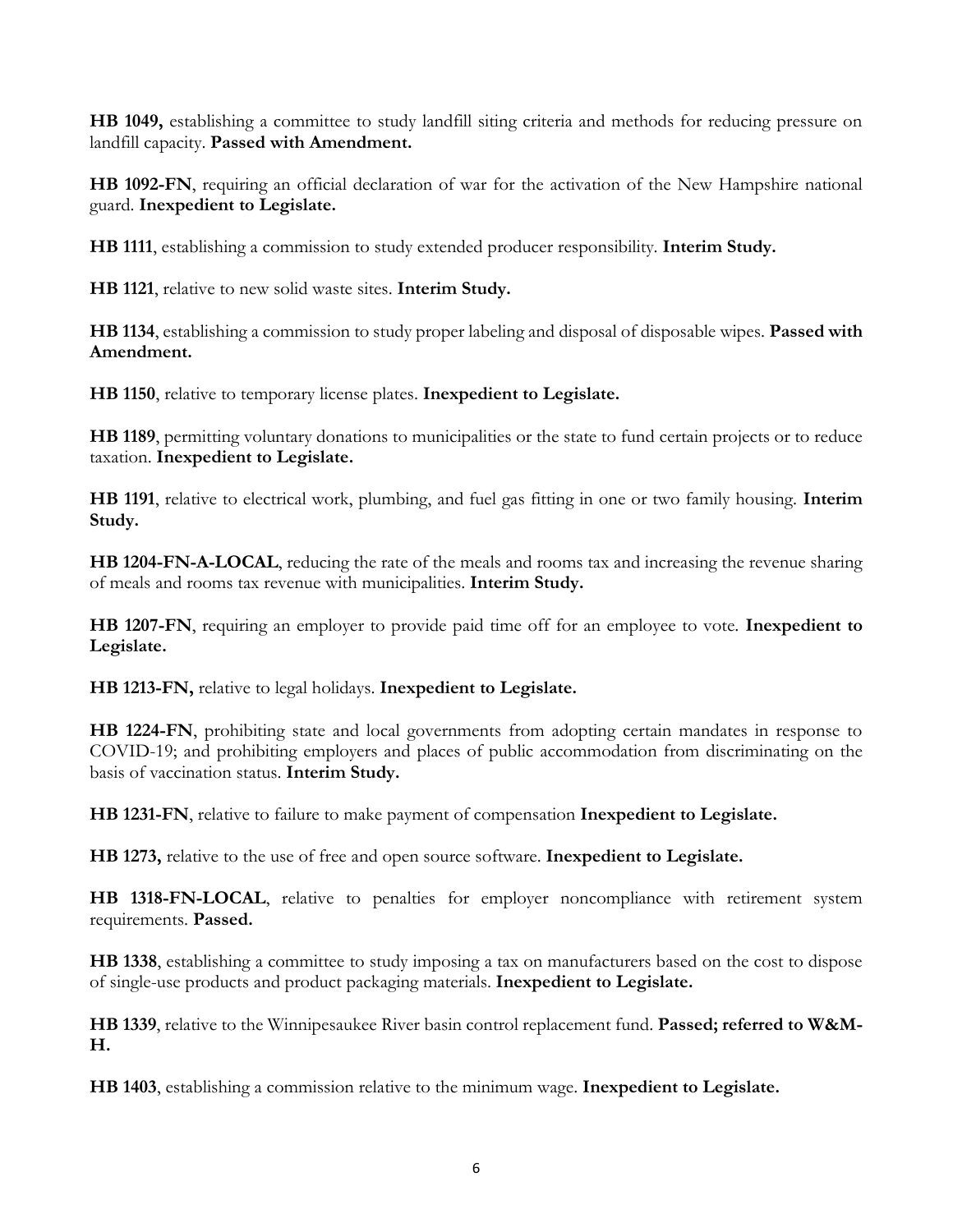**HB 1049,** establishing a committee to study landfill siting criteria and methods for reducing pressure on landfill capacity. **Passed with Amendment.**

**HB 1092-FN**, requiring an official declaration of war for the activation of the New Hampshire national guard. **Inexpedient to Legislate.**

**HB 1111**, establishing a commission to study extended producer responsibility. **Interim Study.**

**HB 1121**, relative to new solid waste sites. **Interim Study.**

**HB 1134**, establishing a commission to study proper labeling and disposal of disposable wipes. **Passed with Amendment.**

**HB 1150**, relative to temporary license plates. **Inexpedient to Legislate.**

**HB 1189**, permitting voluntary donations to municipalities or the state to fund certain projects or to reduce taxation. **Inexpedient to Legislate.**

**HB 1191**, relative to electrical work, plumbing, and fuel gas fitting in one or two family housing. **Interim Study.**

**HB 1204-FN-A-LOCAL**, reducing the rate of the meals and rooms tax and increasing the revenue sharing of meals and rooms tax revenue with municipalities. **Interim Study.**

**HB 1207-FN**, requiring an employer to provide paid time off for an employee to vote. **Inexpedient to Legislate.**

**HB 1213-FN,** relative to legal holidays. **Inexpedient to Legislate.**

**HB 1224-FN**, prohibiting state and local governments from adopting certain mandates in response to COVID-19; and prohibiting employers and places of public accommodation from discriminating on the basis of vaccination status. **Interim Study.**

**HB 1231-FN**, relative to failure to make payment of compensation **Inexpedient to Legislate.**

**HB 1273,** relative to the use of free and open source software. **Inexpedient to Legislate.**

**HB 1318-FN-LOCAL**, relative to penalties for employer noncompliance with retirement system requirements. **Passed.**

**HB 1338**, establishing a committee to study imposing a tax on manufacturers based on the cost to dispose of single-use products and product packaging materials. **Inexpedient to Legislate.**

**HB 1339**, relative to the Winnipesaukee River basin control replacement fund. **Passed; referred to W&M-H.**

**HB 1403**, establishing a commission relative to the minimum wage. **Inexpedient to Legislate.**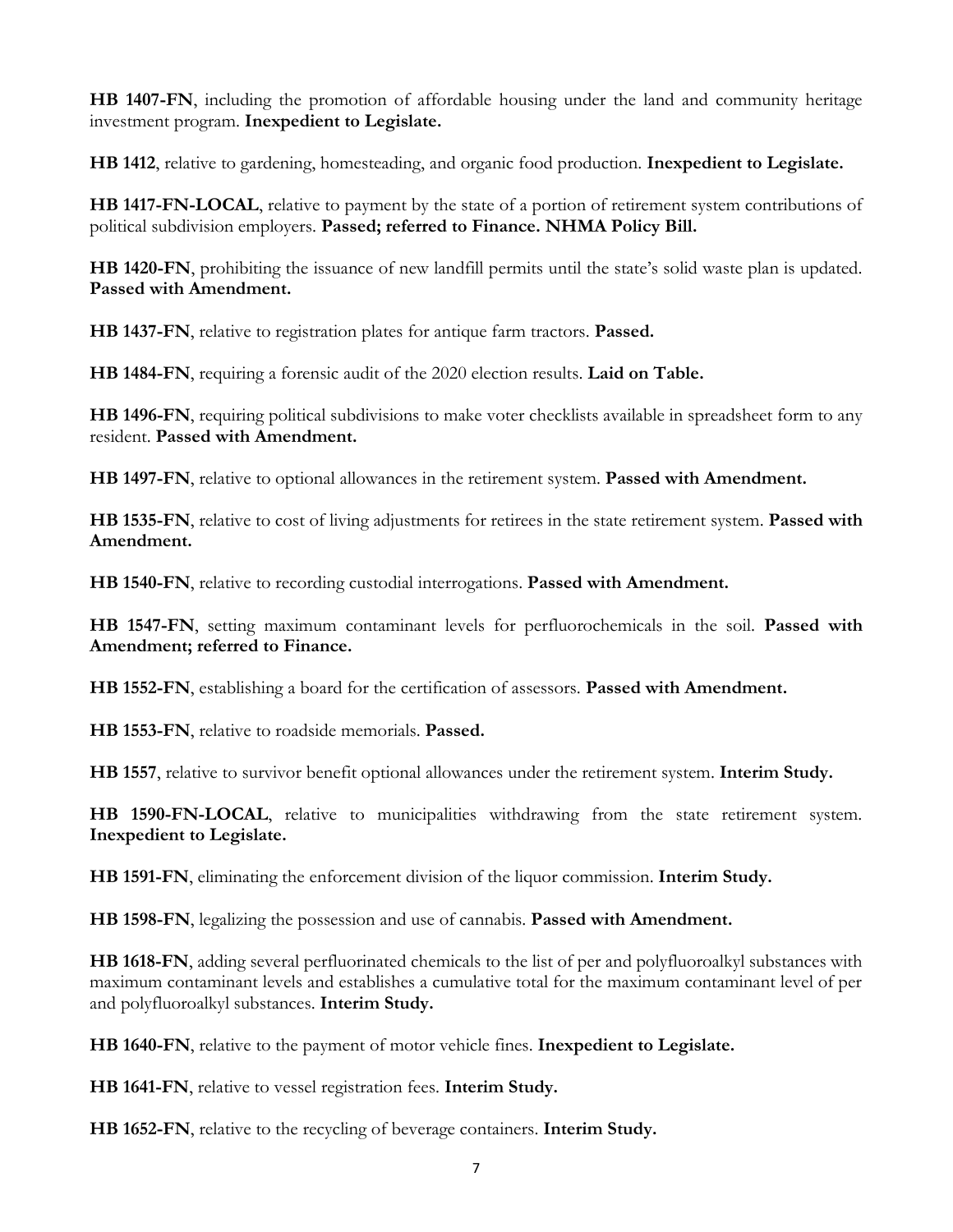**HB 1407-FN**, including the promotion of affordable housing under the land and community heritage investment program. **Inexpedient to Legislate.**

**HB 1412**, relative to gardening, homesteading, and organic food production. **Inexpedient to Legislate.**

**HB 1417-FN-LOCAL**, relative to payment by the state of a portion of retirement system contributions of political subdivision employers. **Passed; referred to Finance. NHMA Policy Bill.**

**HB 1420-FN**, prohibiting the issuance of new landfill permits until the state's solid waste plan is updated. **Passed with Amendment.**

**HB 1437-FN**, relative to registration plates for antique farm tractors. **Passed.**

**HB 1484-FN**, requiring a forensic audit of the 2020 election results. **Laid on Table.**

**HB 1496-FN**, requiring political subdivisions to make voter checklists available in spreadsheet form to any resident. **Passed with Amendment.**

**HB 1497-FN**, relative to optional allowances in the retirement system. **Passed with Amendment.**

**HB 1535-FN**, relative to cost of living adjustments for retirees in the state retirement system. **Passed with Amendment.**

**HB 1540-FN**, relative to recording custodial interrogations. **Passed with Amendment.**

**HB 1547-FN**, setting maximum contaminant levels for perfluorochemicals in the soil. **Passed with Amendment; referred to Finance.**

**HB 1552-FN**, establishing a board for the certification of assessors. **Passed with Amendment.**

**HB 1553-FN**, relative to roadside memorials. **Passed.**

**HB 1557**, relative to survivor benefit optional allowances under the retirement system. **Interim Study.**

**HB 1590-FN-LOCAL**, relative to municipalities withdrawing from the state retirement system. **Inexpedient to Legislate.**

**HB 1591-FN**, eliminating the enforcement division of the liquor commission. **Interim Study.**

**HB 1598-FN**, legalizing the possession and use of cannabis. **Passed with Amendment.**

**HB 1618-FN**, adding several perfluorinated chemicals to the list of per and polyfluoroalkyl substances with maximum contaminant levels and establishes a cumulative total for the maximum contaminant level of per and polyfluoroalkyl substances. **Interim Study.**

**HB 1640-FN**, relative to the payment of motor vehicle fines. **Inexpedient to Legislate.**

**HB 1641-FN**, relative to vessel registration fees. **Interim Study.**

**HB 1652-FN**, relative to the recycling of beverage containers. **Interim Study.**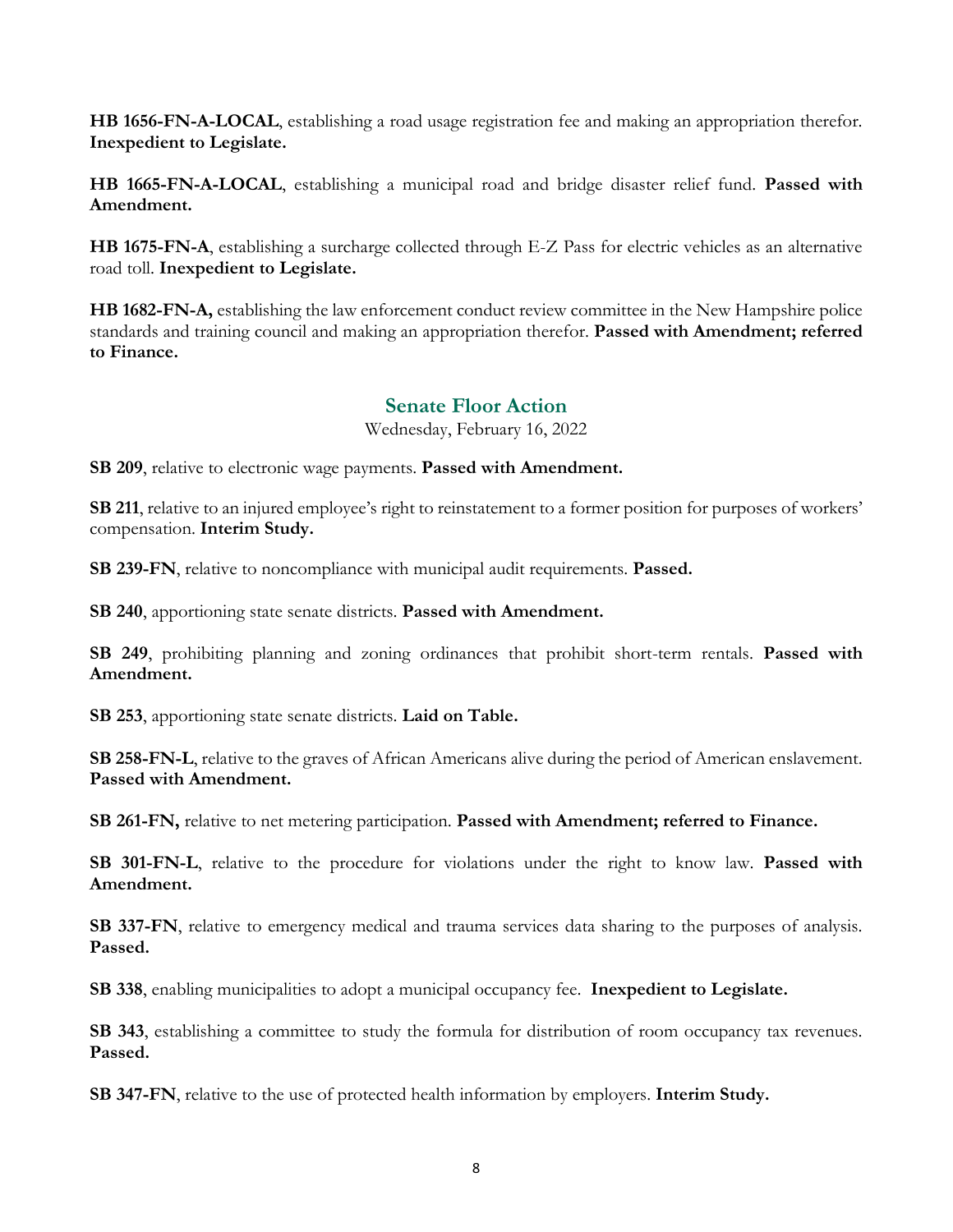**HB 1656-FN-A-LOCAL**, establishing a road usage registration fee and making an appropriation therefor. **Inexpedient to Legislate.**

**HB 1665-FN-A-LOCAL**, establishing a municipal road and bridge disaster relief fund. **Passed with Amendment.**

**HB 1675-FN-A**, establishing a surcharge collected through E-Z Pass for electric vehicles as an alternative road toll. **Inexpedient to Legislate.**

**HB 1682-FN-A,** establishing the law enforcement conduct review committee in the New Hampshire police standards and training council and making an appropriation therefor. **Passed with Amendment; referred to Finance.**

## Senate Floor Action

Wednesday, February 16, 2022

**SB 209**, relative to electronic wage payments. **Passed with Amendment.**

**SB 211**, relative to an injured employee's right to reinstatement to a former position for purposes of workers' compensation. **Interim Study.**

**SB 239-FN**, relative to noncompliance with municipal audit requirements. **Passed.**

**SB 240**, apportioning state senate districts. **Passed with Amendment.**

**SB 249**, prohibiting planning and zoning ordinances that prohibit short-term rentals. **Passed with Amendment.**

**SB 253**, apportioning state senate districts. **Laid on Table.**

**SB 258-FN-L**, relative to the graves of African Americans alive during the period of American enslavement. **Passed with Amendment.**

**SB 261-FN,** relative to net metering participation. **Passed with Amendment; referred to Finance.**

**SB 301-FN-L**, relative to the procedure for violations under the right to know law. **Passed with Amendment.**

**SB 337-FN**, relative to emergency medical and trauma services data sharing to the purposes of analysis. **Passed.**

**SB 338**, enabling municipalities to adopt a municipal occupancy fee. **Inexpedient to Legislate.**

**SB 343**, establishing a committee to study the formula for distribution of room occupancy tax revenues. **Passed.**

**SB 347-FN**, relative to the use of protected health information by employers. **Interim Study.**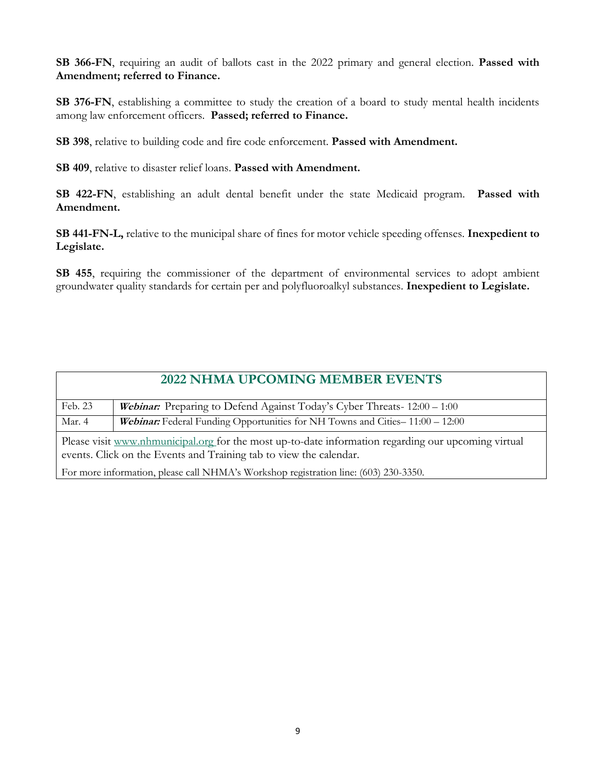**SB 366-FN**, requiring an audit of ballots cast in the 2022 primary and general election. **Passed with Amendment; referred to Finance.**

**SB 376-FN**, establishing a committee to study the creation of a board to study mental health incidents among law enforcement officers. **Passed; referred to Finance.**

**SB 398**, relative to building code and fire code enforcement. **Passed with Amendment.**

**SB 409**, relative to disaster relief loans. **Passed with Amendment.**

**SB 422-FN**, establishing an adult dental benefit under the state Medicaid program. **Passed with Amendment.**

**SB 441-FN-L,** relative to the municipal share of fines for motor vehicle speeding offenses. **Inexpedient to Legislate.**

**SB 455**, requiring the commissioner of the department of environmental services to adopt ambient groundwater quality standards for certain per and polyfluoroalkyl substances. **Inexpedient to Legislate.**

## 2022 NHMA UPCOMING MEMBER EVENTS

| | |
|---|---|
| Feb. 23 | ***Webinar:*** Preparing to Defend Against Today's Cyber Threats- 12:00 – 1:00 |
| Mar. 4 | ***Webinar:*** Federal Funding Opportunities for NH Towns and Cities– 11:00 – 12:00 |

Please visit www.nhmunicipal.org for the most up-to-date information regarding our upcoming virtual events. Click on the Events and Training tab to view the calendar.

For more information, please call NHMA's Workshop registration line: (603) 230-3350.